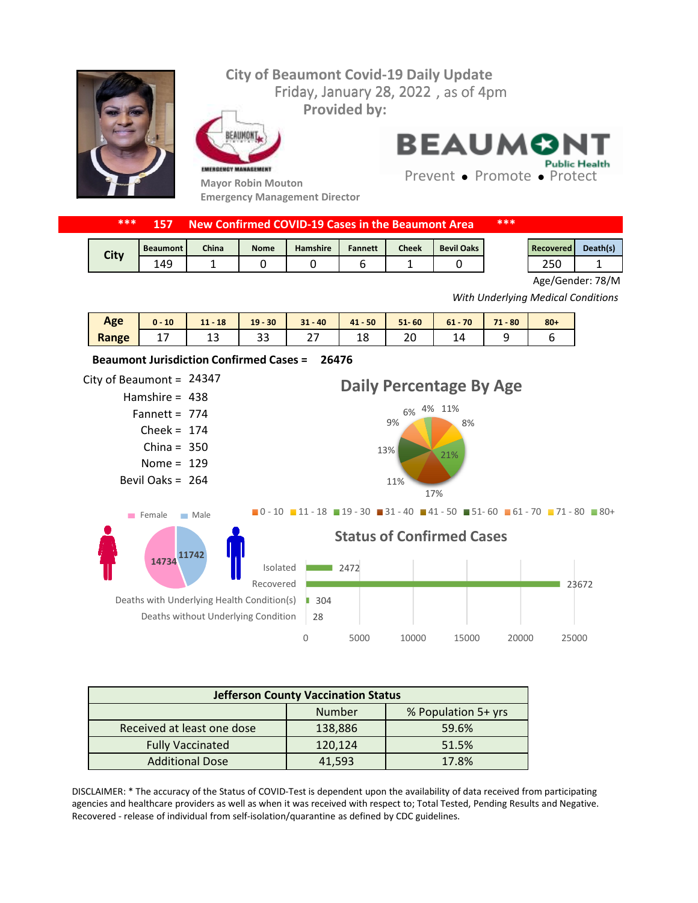# City of Beaumont Covid-19 Daily Update

Friday, January 28, 2022 , as of 4pm

**Provided by:**

Mayor Robin Mouton
Emergency Management Director

BEAUMONT Public Health
Prevent • Promote • Protect

**\*\*\* 157 New Confirmed COVID-19 Cases in the Beaumont Area \*\*\***

| City | Beaumont | China | Nome | Hamshire | Fannett | Cheek | Bevil Oaks |
|---|---|---|---|---|---|---|---|
| | 149 | 1 | 0 | 0 | 6 | 1 | 0 |

| Recovered | Death(s) |
|---|---|
| 250 | 1 |

Age/Gender: 78/M

*With Underlying Medical Conditions*

| Age Range | 0 - 10 | 11 - 18 | 19 - 30 | 31 - 40 | 41 - 50 | 51- 60 | 61 - 70 | 71 - 80 | 80+ |
|---|---|---|---|---|---|---|---|---|---|
| | 17 | 13 | 33 | 27 | 18 | 20 | 14 | 9 | 6 |

**Beaumont Jurisdiction Confirmed Cases = 26476**

City of Beaumont = 24347
Hamshire = 438
Fannett = 774
Cheek = 174
China = 350
Nome = 129
Bevil Oaks = 264

## Daily Percentage By Age

0 - 10: 11%; 11 - 18: 8%; 19 - 30: 21%; 31 - 40: 17%; 41 - 50: 11%; 51- 60: 13%; 61 - 70: 9%; 71 - 80: 6%; 80+: 4%

Female: 14734
Male: 11742

## Status of Confirmed Cases

| Status | Number |
|---|---|
| Isolated | 2472 |
| Recovered | 23672 |
| Deaths with Underlying Health Condition(s) | 304 |
| Deaths without Underlying Condition | 28 |

| Jefferson County Vaccination Status | | |
|---|---|---|
| | Number | % Population 5+ yrs |
| Received at least one dose | 138,886 | 59.6% |
| Fully Vaccinated | 120,124 | 51.5% |
| Additional Dose | 41,593 | 17.8% |

DISCLAIMER: * The accuracy of the Status of COVID-Test is dependent upon the availability of data received from participating agencies and healthcare providers as well as when it was received with respect to; Total Tested, Pending Results and Negative. Recovered - release of individual from self-isolation/quarantine as defined by CDC guidelines.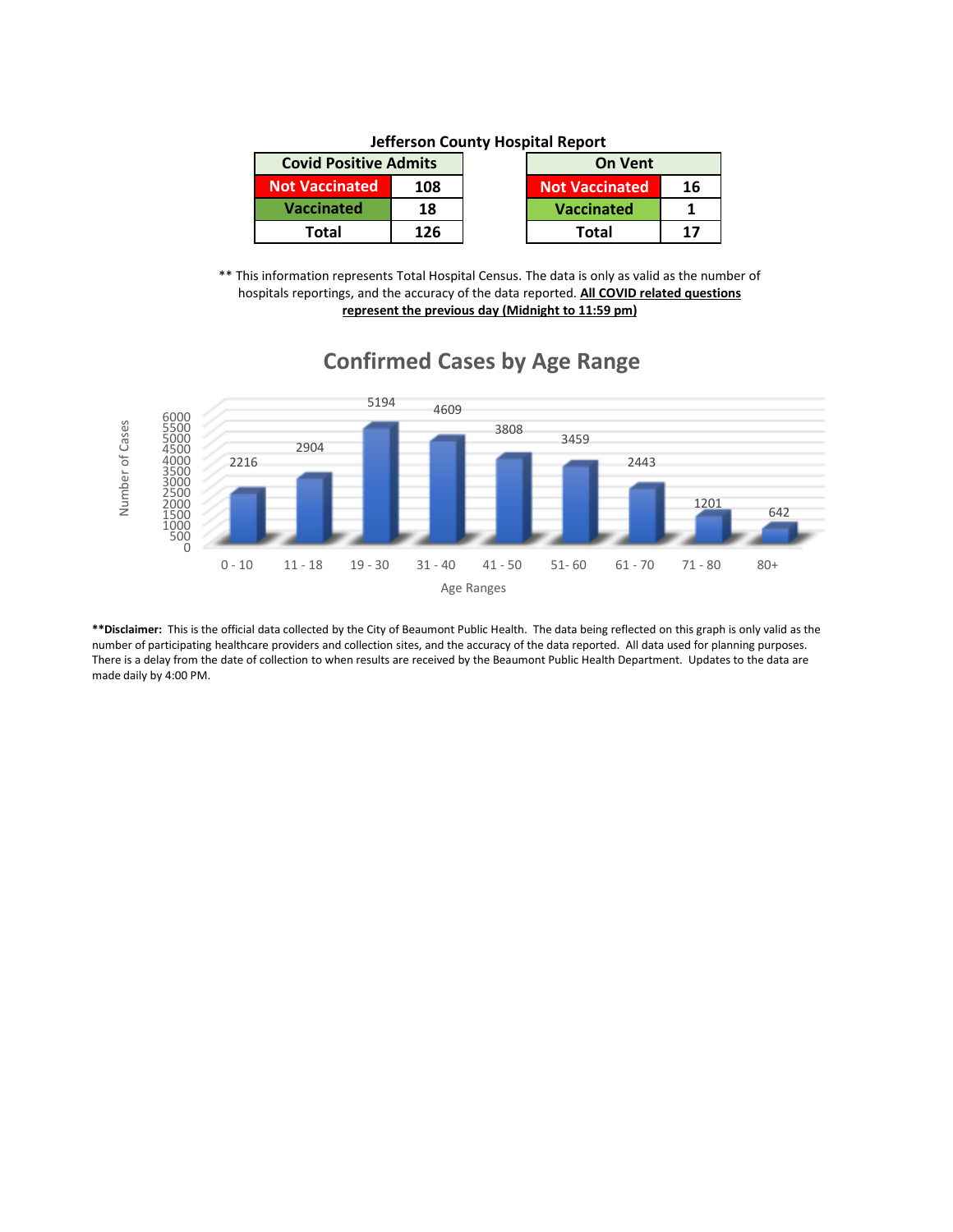**Jefferson County Hospital Report**

| Covid Positive Admits | |
|---|---|
| Not Vaccinated | 108 |
| Vaccinated | 18 |
| Total | 126 |

| On Vent | |
|---|---|
| Not Vaccinated | 16 |
| Vaccinated | 1 |
| Total | 17 |

** This information represents Total Hospital Census. The data is only as valid as the number of hospitals reportings, and the accuracy of the data reported. **<u>All COVID related questions represent the previous day (Midnight to 11:59 pm)</u>**

## Confirmed Cases by Age Range

Number of Cases

6000
5500
5000
4500
4000
3500
3000
2500
2000
1500
1000
500
0

0 - 10: 2216
11 - 18: 2904
19 - 30: 5194
31 - 40: 4609
41 - 50: 3808
51- 60: 3459
61 - 70: 2443
71 - 80: 1201
80+: 642

Age Ranges

**\*\*Disclaimer:** This is the official data collected by the City of Beaumont Public Health. The data being reflected on this graph is only valid as the number of participating healthcare providers and collection sites, and the accuracy of the data reported. All data used for planning purposes. There is a delay from the date of collection to when results are received by the Beaumont Public Health Department. Updates to the data are made daily by 4:00 PM.